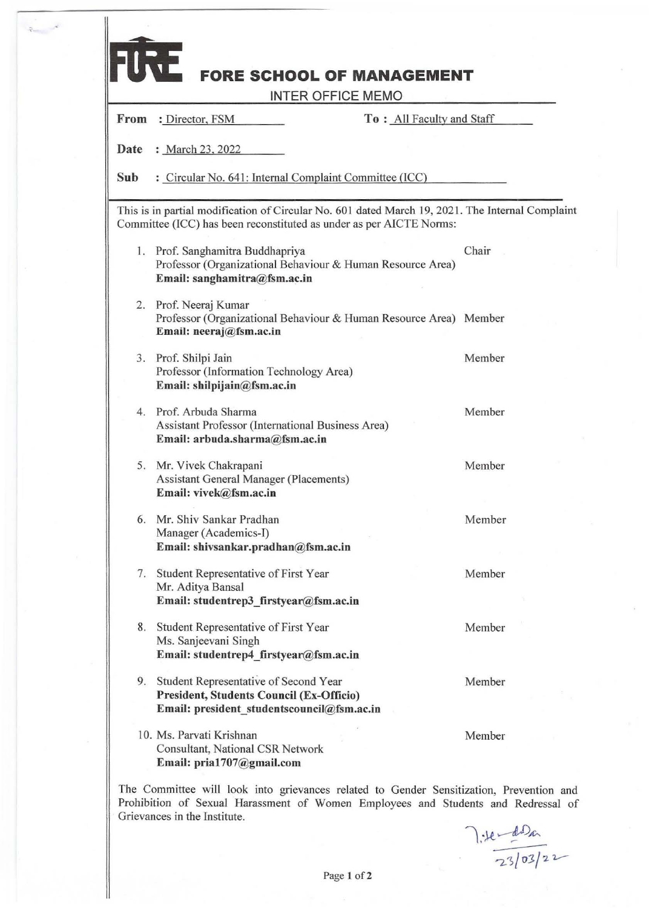# FORE SCHOOL OF MANAGEMENT

## INTER OFFICE MEMO

**From** : Director, FSM **To :** All Faculty and Staff

**Date** : March 23, 2022

**Sub** : Circular No. 641: Internal Complaint Committee (ICC)

This is in partial modification of Circular No. 601 dated March 19, 2021. The Internal Complaint Committee (ICC) has been reconstituted as under as per AICTE Norms:

1. Prof. Sanghamitra Buddhapriya — Chair
   Professor (Organizational Behaviour & Human Resource Area)
   **Email: sanghamitra@fsm.ac.in**

2. Prof. Neeraj Kumar — Member
   Professor (Organizational Behaviour & Human Resource Area)
   **Email: neeraj@fsm.ac.in**

3. Prof. Shilpi Jain — Member
   Professor (Information Technology Area)
   **Email: shilpijain@fsm.ac.in**

4. Prof. Arbuda Sharma — Member
   Assistant Professor (International Business Area)
   **Email: arbuda.sharma@fsm.ac.in**

5. Mr. Vivek Chakrapani — Member
   Assistant General Manager (Placements)
   **Email: vivek@fsm.ac.in**

6. Mr. Shiv Sankar Pradhan — Member
   Manager (Academics-I)
   **Email: shivsankar.pradhan@fsm.ac.in**

7. Student Representative of First Year — Member
   Mr. Aditya Bansal
   **Email: studentrep3_firstyear@fsm.ac.in**

8. Student Representative of First Year — Member
   Ms. Sanjeevani Singh
   **Email: studentrep4_firstyear@fsm.ac.in**

9. Student Representative of Second Year — Member
   **President, Students Council (Ex-Officio)**
   **Email: president_studentscouncil@fsm.ac.in**

10. Ms. Parvati Krishnan — Member
    Consultant, National CSR Network
    **Email: pria1707@gmail.com**

The Committee will look into grievances related to Gender Sensitization, Prevention and Prohibition of Sexual Harassment of Women Employees and Students and Redressal of Grievances in the Institute.

23/03/22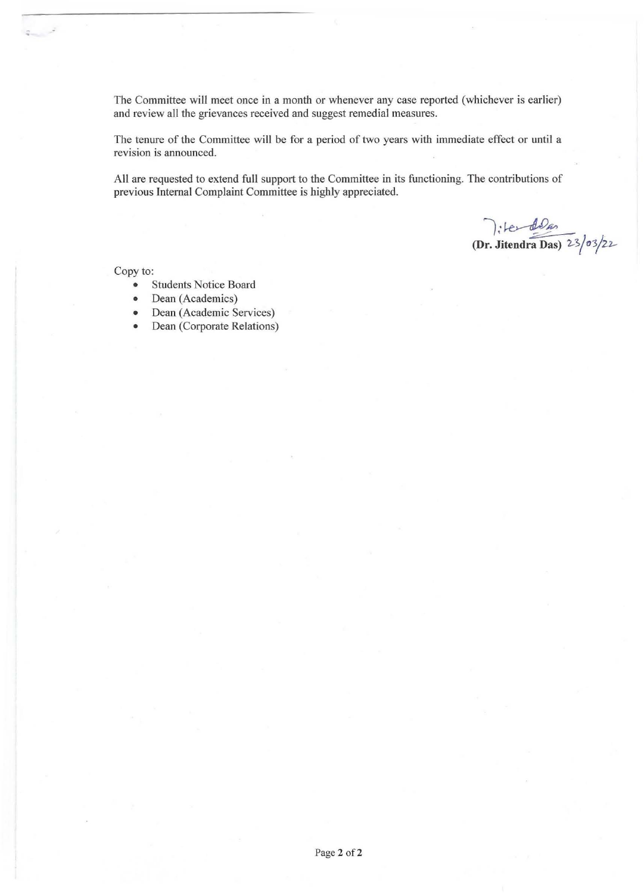The Committee will meet once in a month or whenever any case reported (whichever is earlier) and review all the grievances received and suggest remedial measures.

The tenure of the Committee will be for a period of two years with immediate effect or until a revision is announced.

All are requested to extend full support to the Committee in its functioning. The contributions of previous Internal Complaint Committee is highly appreciated.

**(Dr. Jitendra Das)** 23/03/22

Copy to:

- Students Notice Board
- Dean (Academics)
- Dean (Academic Services)
- Dean (Corporate Relations)